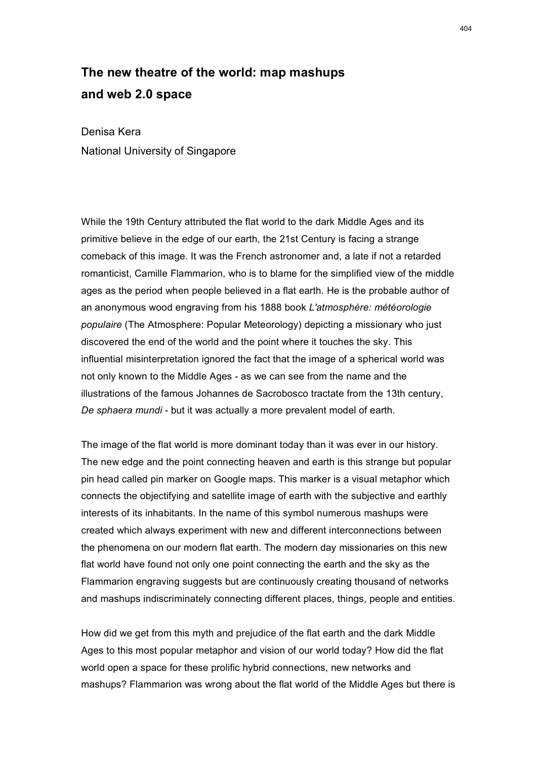# The new theatre of the world: map mashups and web 2.0 space

Denisa Kera

National University of Singapore

While the 19th Century attributed the flat world to the dark Middle Ages and its primitive believe in the edge of our earth, the 21st Century is facing a strange comeback of this image. It was the French astronomer and, a late if not a retarded romanticist, Camille Flammarion, who is to blame for the simplified view of the middle ages as the period when people believed in a flat earth. He is the probable author of an anonymous wood engraving from his 1888 book *L'atmosphère: météorologie populaire* (The Atmosphere: Popular Meteorology) depicting a missionary who just discovered the end of the world and the point where it touches the sky. This influential misinterpretation ignored the fact that the image of a spherical world was not only known to the Middle Ages - as we can see from the name and the illustrations of the famous Johannes de Sacrobosco tractate from the 13th century, *De sphaera mundi* - but it was actually a more prevalent model of earth.

The image of the flat world is more dominant today than it was ever in our history. The new edge and the point connecting heaven and earth is this strange but popular pin head called pin marker on Google maps. This marker is a visual metaphor which connects the objectifying and satellite image of earth with the subjective and earthly interests of its inhabitants. In the name of this symbol numerous mashups were created which always experiment with new and different interconnections between the phenomena on our modern flat earth. The modern day missionaries on this new flat world have found not only one point connecting the earth and the sky as the Flammarion engraving suggests but are continuously creating thousand of networks and mashups indiscriminately connecting different places, things, people and entities.

How did we get from this myth and prejudice of the flat earth and the dark Middle Ages to this most popular metaphor and vision of our world today? How did the flat world open a space for these prolific hybrid connections, new networks and mashups? Flammarion was wrong about the flat world of the Middle Ages but there is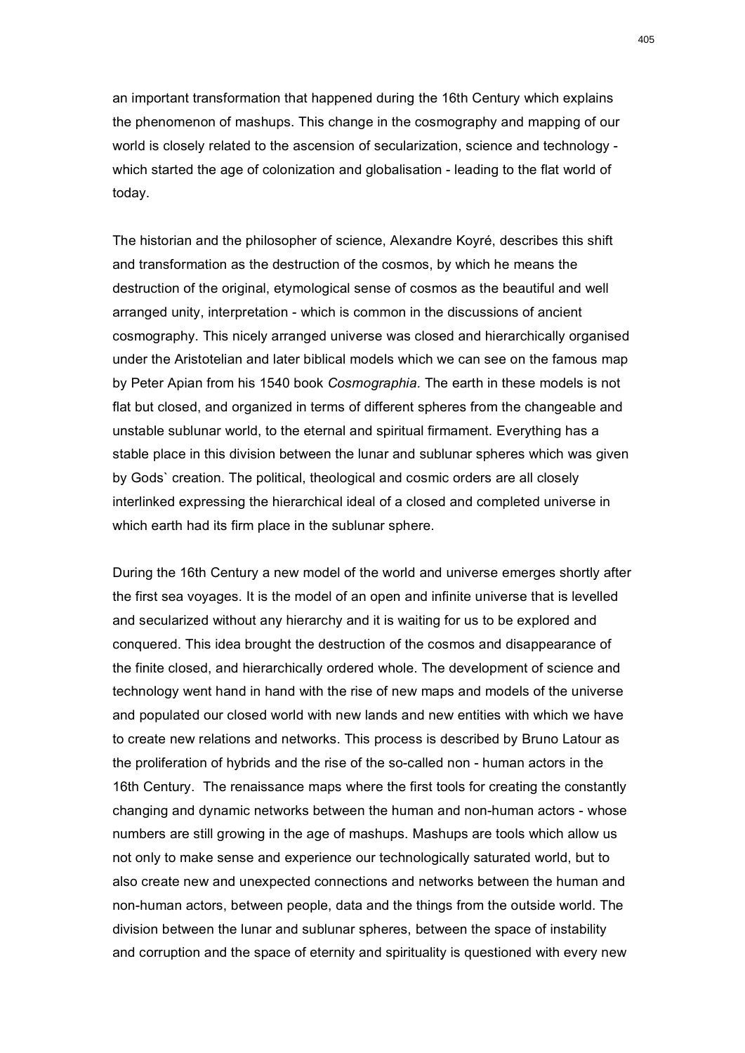an important transformation that happened during the 16th Century which explains the phenomenon of mashups. This change in the cosmography and mapping of our world is closely related to the ascension of secularization, science and technology - which started the age of colonization and globalisation - leading to the flat world of today.

The historian and the philosopher of science, Alexandre Koyré, describes this shift and transformation as the destruction of the cosmos, by which he means the destruction of the original, etymological sense of cosmos as the beautiful and well arranged unity, interpretation - which is common in the discussions of ancient cosmography. This nicely arranged universe was closed and hierarchically organised under the Aristotelian and later biblical models which we can see on the famous map by Peter Apian from his 1540 book *Cosmographia.* The earth in these models is not flat but closed, and organized in terms of different spheres from the changeable and unstable sublunar world, to the eternal and spiritual firmament. Everything has a stable place in this division between the lunar and sublunar spheres which was given by Gods` creation. The political, theological and cosmic orders are all closely interlinked expressing the hierarchical ideal of a closed and completed universe in which earth had its firm place in the sublunar sphere.

During the 16th Century a new model of the world and universe emerges shortly after the first sea voyages. It is the model of an open and infinite universe that is levelled and secularized without any hierarchy and it is waiting for us to be explored and conquered. This idea brought the destruction of the cosmos and disappearance of the finite closed, and hierarchically ordered whole. The development of science and technology went hand in hand with the rise of new maps and models of the universe and populated our closed world with new lands and new entities with which we have to create new relations and networks. This process is described by Bruno Latour as the proliferation of hybrids and the rise of the so-called non - human actors in the 16th Century. The renaissance maps where the first tools for creating the constantly changing and dynamic networks between the human and non-human actors - whose numbers are still growing in the age of mashups. Mashups are tools which allow us not only to make sense and experience our technologically saturated world, but to also create new and unexpected connections and networks between the human and non-human actors, between people, data and the things from the outside world. The division between the lunar and sublunar spheres, between the space of instability and corruption and the space of eternity and spirituality is questioned with every new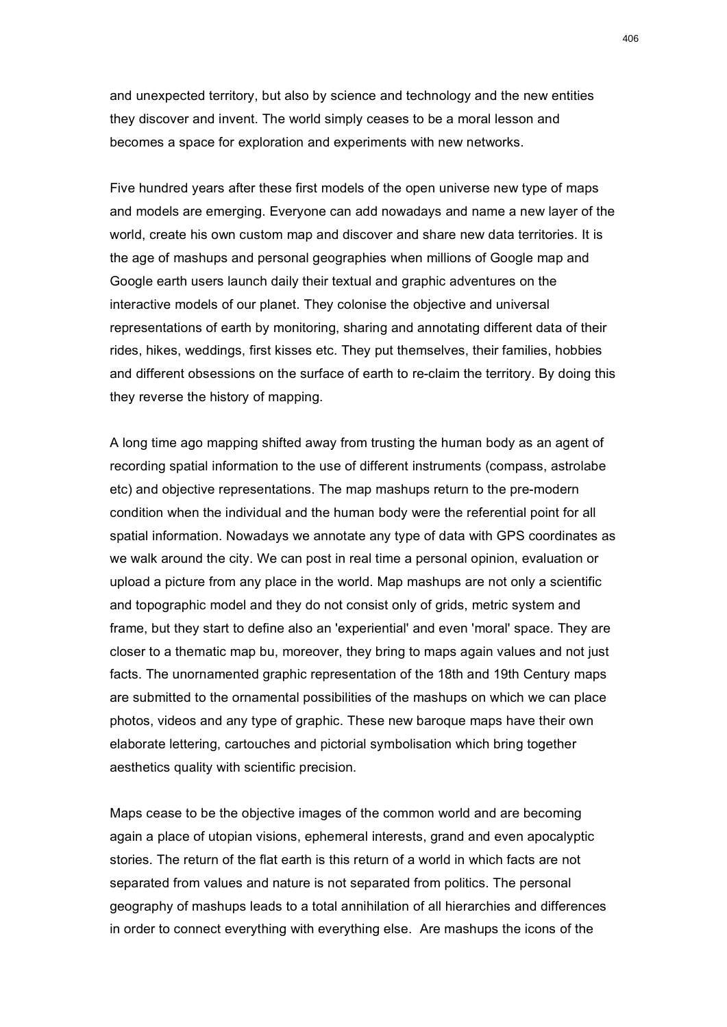and unexpected territory, but also by science and technology and the new entities they discover and invent. The world simply ceases to be a moral lesson and becomes a space for exploration and experiments with new networks.

Five hundred years after these first models of the open universe new type of maps and models are emerging. Everyone can add nowadays and name a new layer of the world, create his own custom map and discover and share new data territories. It is the age of mashups and personal geographies when millions of Google map and Google earth users launch daily their textual and graphic adventures on the interactive models of our planet. They colonise the objective and universal representations of earth by monitoring, sharing and annotating different data of their rides, hikes, weddings, first kisses etc. They put themselves, their families, hobbies and different obsessions on the surface of earth to re-claim the territory. By doing this they reverse the history of mapping.

A long time ago mapping shifted away from trusting the human body as an agent of recording spatial information to the use of different instruments (compass, astrolabe etc) and objective representations. The map mashups return to the pre-modern condition when the individual and the human body were the referential point for all spatial information. Nowadays we annotate any type of data with GPS coordinates as we walk around the city. We can post in real time a personal opinion, evaluation or upload a picture from any place in the world. Map mashups are not only a scientific and topographic model and they do not consist only of grids, metric system and frame, but they start to define also an 'experiential' and even 'moral' space. They are closer to a thematic map bu, moreover, they bring to maps again values and not just facts. The unornamented graphic representation of the 18th and 19th Century maps are submitted to the ornamental possibilities of the mashups on which we can place photos, videos and any type of graphic. These new baroque maps have their own elaborate lettering, cartouches and pictorial symbolisation which bring together aesthetics quality with scientific precision.

Maps cease to be the objective images of the common world and are becoming again a place of utopian visions, ephemeral interests, grand and even apocalyptic stories. The return of the flat earth is this return of a world in which facts are not separated from values and nature is not separated from politics. The personal geography of mashups leads to a total annihilation of all hierarchies and differences in order to connect everything with everything else.  Are mashups the icons of the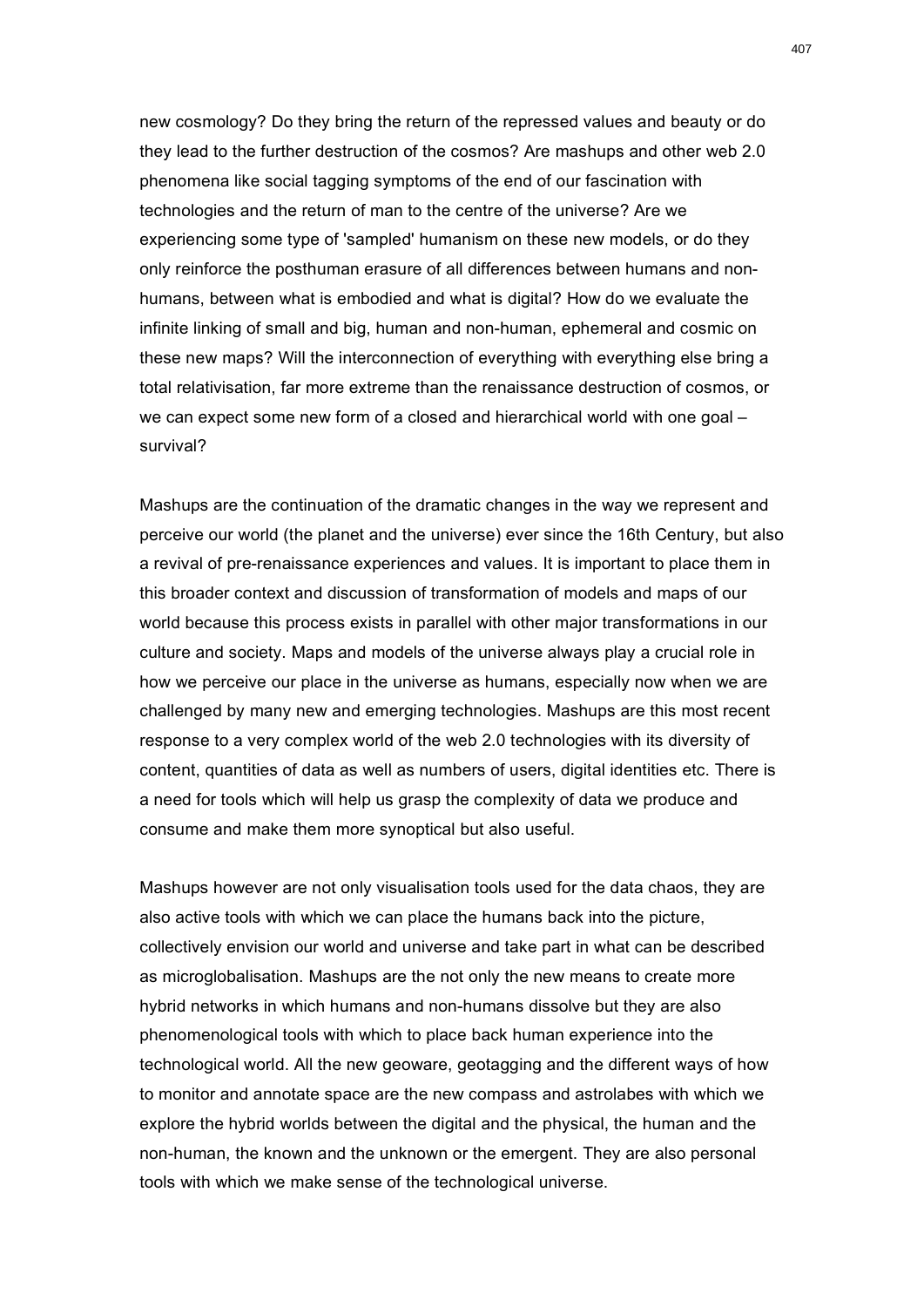new cosmology? Do they bring the return of the repressed values and beauty or do they lead to the further destruction of the cosmos? Are mashups and other web 2.0 phenomena like social tagging symptoms of the end of our fascination with technologies and the return of man to the centre of the universe? Are we experiencing some type of 'sampled' humanism on these new models, or do they only reinforce the posthuman erasure of all differences between humans and non-humans, between what is embodied and what is digital? How do we evaluate the infinite linking of small and big, human and non-human, ephemeral and cosmic on these new maps? Will the interconnection of everything with everything else bring a total relativisation, far more extreme than the renaissance destruction of cosmos, or we can expect some new form of a closed and hierarchical world with one goal – survival?

Mashups are the continuation of the dramatic changes in the way we represent and perceive our world (the planet and the universe) ever since the 16th Century, but also a revival of pre-renaissance experiences and values. It is important to place them in this broader context and discussion of transformation of models and maps of our world because this process exists in parallel with other major transformations in our culture and society. Maps and models of the universe always play a crucial role in how we perceive our place in the universe as humans, especially now when we are challenged by many new and emerging technologies. Mashups are this most recent response to a very complex world of the web 2.0 technologies with its diversity of content, quantities of data as well as numbers of users, digital identities etc. There is a need for tools which will help us grasp the complexity of data we produce and consume and make them more synoptical but also useful.

Mashups however are not only visualisation tools used for the data chaos, they are also active tools with which we can place the humans back into the picture, collectively envision our world and universe and take part in what can be described as microglobalisation. Mashups are the not only the new means to create more hybrid networks in which humans and non-humans dissolve but they are also phenomenological tools with which to place back human experience into the technological world. All the new geoware, geotagging and the different ways of how to monitor and annotate space are the new compass and astrolabes with which we explore the hybrid worlds between the digital and the physical, the human and the non-human, the known and the unknown or the emergent. They are also personal tools with which we make sense of the technological universe.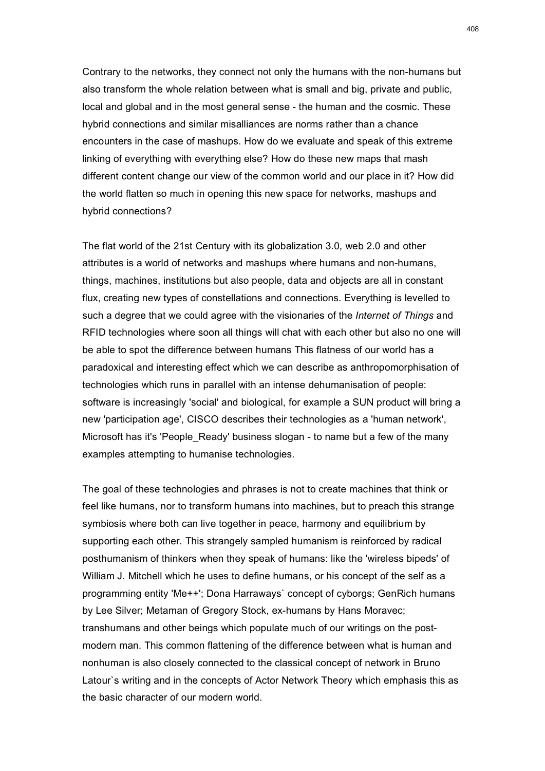Contrary to the networks, they connect not only the humans with the non-humans but also transform the whole relation between what is small and big, private and public, local and global and in the most general sense - the human and the cosmic. These hybrid connections and similar misalliances are norms rather than a chance encounters in the case of mashups. How do we evaluate and speak of this extreme linking of everything with everything else? How do these new maps that mash different content change our view of the common world and our place in it? How did the world flatten so much in opening this new space for networks, mashups and hybrid connections?

The flat world of the 21st Century with its globalization 3.0, web 2.0 and other attributes is a world of networks and mashups where humans and non-humans, things, machines, institutions but also people, data and objects are all in constant flux, creating new types of constellations and connections. Everything is levelled to such a degree that we could agree with the visionaries of the *Internet of Things* and RFID technologies where soon all things will chat with each other but also no one will be able to spot the difference between humans This flatness of our world has a paradoxical and interesting effect which we can describe as anthropomorphisation of technologies which runs in parallel with an intense dehumanisation of people: software is increasingly 'social' and biological, for example a SUN product will bring a new 'participation age', CISCO describes their technologies as a 'human network', Microsoft has it's 'People_Ready' business slogan - to name but a few of the many examples attempting to humanise technologies.

The goal of these technologies and phrases is not to create machines that think or feel like humans, nor to transform humans into machines, but to preach this strange symbiosis where both can live together in peace, harmony and equilibrium by supporting each other. This strangely sampled humanism is reinforced by radical posthumanism of thinkers when they speak of humans: like the 'wireless bipeds' of William J. Mitchell which he uses to define humans, or his concept of the self as a programming entity 'Me++'; Dona Harraways` concept of cyborgs; GenRich humans by Lee Silver; Metaman of Gregory Stock, ex-humans by Hans Moravec; transhumans and other beings which populate much of our writings on the post-modern man. This common flattening of the difference between what is human and nonhuman is also closely connected to the classical concept of network in Bruno Latour`s writing and in the concepts of Actor Network Theory which emphasis this as the basic character of our modern world.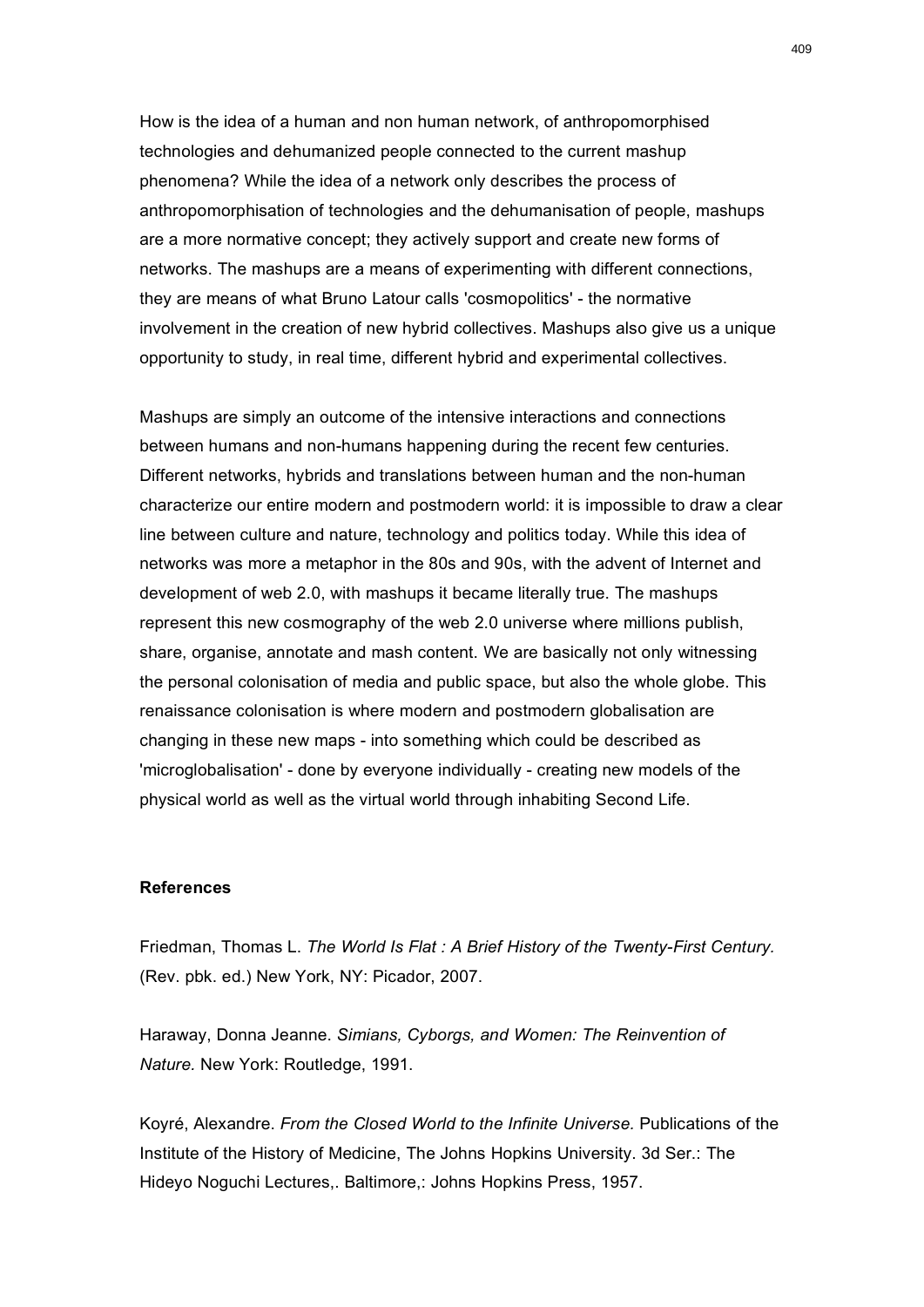How is the idea of a human and non human network, of anthropomorphised technologies and dehumanized people connected to the current mashup phenomena? While the idea of a network only describes the process of anthropomorphisation of technologies and the dehumanisation of people, mashups are a more normative concept; they actively support and create new forms of networks. The mashups are a means of experimenting with different connections, they are means of what Bruno Latour calls 'cosmopolitics' - the normative involvement in the creation of new hybrid collectives. Mashups also give us a unique opportunity to study, in real time, different hybrid and experimental collectives.

Mashups are simply an outcome of the intensive interactions and connections between humans and non-humans happening during the recent few centuries. Different networks, hybrids and translations between human and the non-human characterize our entire modern and postmodern world: it is impossible to draw a clear line between culture and nature, technology and politics today. While this idea of networks was more a metaphor in the 80s and 90s, with the advent of Internet and development of web 2.0, with mashups it became literally true. The mashups represent this new cosmography of the web 2.0 universe where millions publish, share, organise, annotate and mash content. We are basically not only witnessing the personal colonisation of media and public space, but also the whole globe. This renaissance colonisation is where modern and postmodern globalisation are changing in these new maps - into something which could be described as 'microglobalisation' - done by everyone individually - creating new models of the physical world as well as the virtual world through inhabiting Second Life.

**References**

Friedman, Thomas L. *The World Is Flat : A Brief History of the Twenty-First Century.* (Rev. pbk. ed.) New York, NY: Picador, 2007.

Haraway, Donna Jeanne. *Simians, Cyborgs, and Women: The Reinvention of Nature.* New York: Routledge, 1991.

Koyré, Alexandre. *From the Closed World to the Infinite Universe.* Publications of the Institute of the History of Medicine, The Johns Hopkins University. 3d Ser.: The Hideyo Noguchi Lectures,. Baltimore,: Johns Hopkins Press, 1957.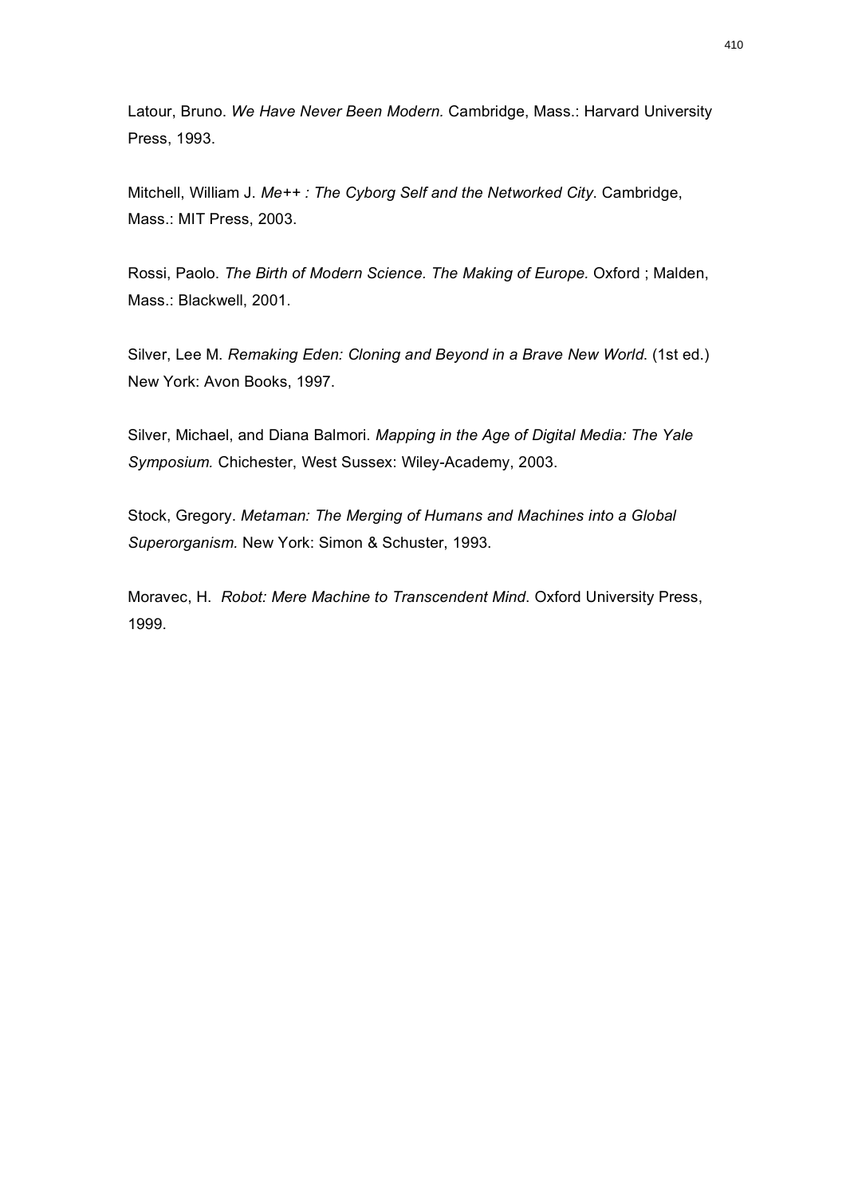Latour, Bruno. *We Have Never Been Modern.* Cambridge, Mass.: Harvard University Press, 1993.

Mitchell, William J. *Me++ : The Cyborg Self and the Networked City*. Cambridge, Mass.: MIT Press, 2003.

Rossi, Paolo. *The Birth of Modern Science. The Making of Europe.* Oxford ; Malden, Mass.: Blackwell, 2001.

Silver, Lee M. *Remaking Eden: Cloning and Beyond in a Brave New World*. (1st ed.) New York: Avon Books, 1997.

Silver, Michael, and Diana Balmori. *Mapping in the Age of Digital Media: The Yale Symposium.* Chichester, West Sussex: Wiley-Academy, 2003.

Stock, Gregory. *Metaman: The Merging of Humans and Machines into a Global Superorganism.* New York: Simon & Schuster, 1993.

Moravec, H. *Robot: Mere Machine to Transcendent Mind*. Oxford University Press, 1999.